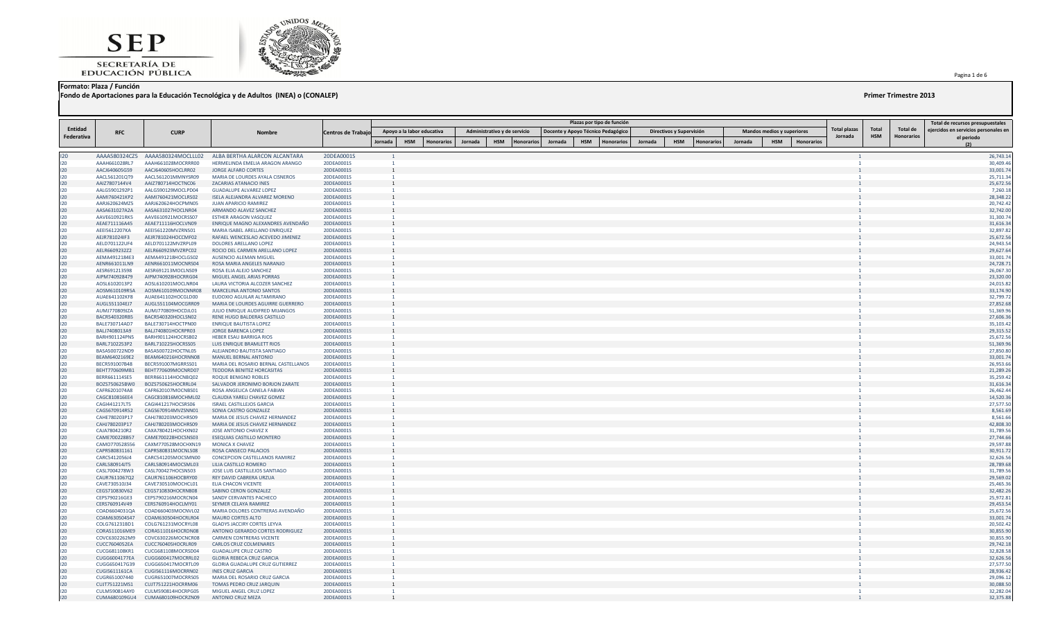SEP

SECRETARÍA DE EDUCACIÓN PÚBLICA

**Formato: Plaza / Función**

**Fondo de Aportaciones para la Educación Tecnológica y de Adultos (INEA) o (CONALEP)**

**Primer Trimestre 2013**

| Entidad Federativa | RFC | CURP | Nombre | Centros de Trabajo | Plazas por tipo de función | | | | | | | | | | | | | | | Total plazas Jornada | Total HSM | Total de Honorarios | Total de recursos presupuestales ejercidos en servicios personales en el periodo (2) |
|---|---|---|---|---|---|---|---|---|---|---|---|---|---|---|---|---|---|---|---|---|---|---|---|
| | | | | | Apoyo a la labor educativa | | | Administrativo y de servicio | | | Docente y Apoyo Técnico Pedagógico | | | Directivos y Supervisión | | | Mandos medios y superiores | | | | | | |
| | | | | | Jornada | HSM | Honorarios | Jornada | HSM | Honorarios | Jornada | HSM | Honorarios | Jornada | HSM | Honorarios | Jornada | HSM | Honorarios | | | | |
| I20 | AAAA580324CZ5 | AAAA580324MOCLLL02 | ALBA BERTHA ALARCON ALCANTARA | 20DEA0001S | 1 | | | | | | | | | | | | | | | 1 | | | 26,743.14 |
| I20 | AAAH661028RL7 | AAAH661028MOCRRR00 | HERMELINDA EMELIA ARAGON ARANGO | 20DEA0001S | 1 | | | | | | | | | | | | | | | 1 | | | 30,409.46 |
| I20 | AACJ640605GS9 | AACJ640605HOCLRR02 | JORGE ALFARO CORTES | 20DEA0001S | 1 | | | | | | | | | | | | | | | 1 | | | 33,001.74 |
| I20 | AACL561201QT9 | AACL561201MMNYSR09 | MARIA DE LOURDES AYALA CISNEROS | 20DEA0001S | 1 | | | | | | | | | | | | | | | 1 | | | 25,711.34 |
| I20 | AAIZ780714V4 | AAIZ780714HOCTNC06 | ZACARIAS ATANACIO INES | 20DEA0001S | 1 | | | | | | | | | | | | | | | 1 | | | 25,672.56 |
| I20 | AALG5901292P1 | AALG590129MOCLPD04 | GUADALUPE ALVAREZ LOPEZ | 20DEA0001S | 1 | | | | | | | | | | | | | | | 1 | | | 7,260.18 |
| I20 | AAMI760421KP2 | AAMI760421MOCLRS02 | ISELA ALEJANDRA ALVAREZ MORENO | 20DEA0001S | 1 | | | | | | | | | | | | | | | 1 | | | 28,348.22 |
| I20 | AARJ620624MZ5 | AARJ620624HOCPMN05 | JUAN APARICIO RAMIREZ | 20DEA0001S | 1 | | | | | | | | | | | | | | | 1 | | | 20,742.42 |
| I20 | AASA631027A2A | AASA631027HOCLNR04 | ARMANDO ALAVEZ SANCHEZ | 20DEA0001S | 1 | | | | | | | | | | | | | | | 1 | | | 32,742.00 |
| I20 | AAVE610921RK5 | AAVE610921MOCRSS07 | ESTHER ARAGON VASQUEZ | 20DEA0001S | 1 | | | | | | | | | | | | | | | 1 | | | 31,300.74 |
| I20 | AEAE711116A45 | AEAE711116HOCLVN09 | ENRIQUE MAGNO ALEXANDRES AVENDAÑO | 20DEA0001S | 1 | | | | | | | | | | | | | | | 1 | | | 31,616.34 |
| I20 | AEEI5612207KA | AEEI561220MVZRNS01 | MARIA ISABEL ARELLANO ENRIQUEZ | 20DEA0001S | 1 | | | | | | | | | | | | | | | 1 | | | 32,897.82 |
| I20 | AEJR781024IF3 | AEJR781024HOCCMF02 | RAFAEL WENCESLAO ACEVEDO JIMENEZ | 20DEA0001S | 1 | | | | | | | | | | | | | | | 1 | | | 25,672.56 |
| I20 | AELD701122UF4 | AELD701122MVZRPL09 | DOLORES ARELLANO LOPEZ | 20DEA0001S | 1 | | | | | | | | | | | | | | | 1 | | | 24,943.54 |
| I20 | AELR6609232Z2 | AELR660923MVZRPC02 | ROCIO DEL CARMEN ARELLANO LOPEZ | 20DEA0001S | 1 | | | | | | | | | | | | | | | 1 | | | 29,627.64 |
| I20 | AEMA4912184E3 | AEMA491218HOCLGS02 | AUSENCIO ALEMAN MIGUEL | 20DEA0001S | 1 | | | | | | | | | | | | | | | 1 | | | 33,001.74 |
| I20 | AENR661011LN9 | AENR661011MOCNRS04 | ROSA MARIA ANGELES NARANJO | 20DEA0001S | 1 | | | | | | | | | | | | | | | 1 | | | 24,728.71 |
| I20 | AESR691213598 | AESR691213MOCLNS09 | ROSA ELIA ALEJO SANCHEZ | 20DEA0001S | 1 | | | | | | | | | | | | | | | 1 | | | 26,067.30 |
| I20 | AIPM740928479 | AIPM740928HOCRRG04 | MIGUEL ANGEL ARIAS PORRAS | 20DEA0001S | 1 | | | | | | | | | | | | | | | 1 | | | 23,320.00 |
| I20 | AOSL610201 3P2 | AOSL610201MOCLNR04 | LAURA VICTORIA ALCOZER SANCHEZ | 20DEA0001S | 1 | | | | | | | | | | | | | | | 1 | | | 24,015.82 |
| I20 | AOSM610109R5A | AOSM610109MOCNNR08 | MARCELINA ANTONIO SANTOS | 20DEA0001S | 1 | | | | | | | | | | | | | | | 1 | | | 33,174.90 |
| I20 | AUAE641102KF8 | AUAE641102HOCGLD00 | EUDOXIO AGUILAR ALTAMIRANO | 20DEA0001S | 1 | | | | | | | | | | | | | | | 1 | | | 32,799.72 |
| I20 | AUGL551104EJ7 | AUGL551104MOCGRR09 | MARIA DE LOURDES AGUIRRE GUERRERO | 20DEA0001S | 1 | | | | | | | | | | | | | | | 1 | | | 27,852.68 |
| I20 | AUMJ770809IZA | AUMJ770809HOCDJL01 | JULIO ENRIQUE AUDIFRED MIJANGOS | 20DEA0001S | 1 | | | | | | | | | | | | | | | 1 | | | 51,369.96 |
| I20 | BACR540320RB5 | BACR540320HOCLSN02 | RENE HUGO BALDERAS CASTILLO | 20DEA0001S | 1 | | | | | | | | | | | | | | | 1 | | | 27,606.36 |
| I20 | BALE730714AD7 | BALE730714HOCTPN00 | ENRIQUE BAUTISTA LOPEZ | 20DEA0001S | 1 | | | | | | | | | | | | | | | 1 | | | 35,103.42 |
| I20 | BALJ7408013A9 | BALJ740801HOCRPR03 | JORGE BARENCA LOPEZ | 20DEA0001S | 1 | | | | | | | | | | | | | | | 1 | | | 29,315.52 |
| I20 | BARH901124PN5 | BARH901124HOCRSB02 | HEBER ESAU BARRIGA RIOS | 20DEA0001S | 1 | | | | | | | | | | | | | | | 1 | | | 25,672.56 |
| I20 | BARL7102253P2 | BARL710225HOCRSS05 | LUIS ENRIQUE BRAMLETT RIOS | 20DEA0001S | 1 | | | | | | | | | | | | | | | 1 | | | 51,369.96 |
| I20 | BASA500722ND9 | BASA500722HOCTNL05 | ALEJANDRO BAUTISTA SANTIAGO | 20DEA0001S | 1 | | | | | | | | | | | | | | | 1 | | | 27,850.80 |
| I20 | BEAM6402169E2 | BEAM640216HOCRNN08 | MANUEL BERNAL ANTONIO | 20DEA0001S | 1 | | | | | | | | | | | | | | | 1 | | | 33,001.74 |
| I20 | BECR591007B48 | BECR591007MGRRSS01 | MARIA DEL ROSARIO BERNAL CASTELLANOS | 20DEA0001S | 1 | | | | | | | | | | | | | | | 1 | | | 26,953.66 |
| I20 | BEHT770609MB1 | BEHT770609MOCNRD07 | TEODORA BENITEZ HORCASITAS | 20DEA0001S | 1 | | | | | | | | | | | | | | | 1 | | | 21,289.26 |
| I20 | BERR661114SE5 | BERR661114HOCNBQ02 | ROQUE BENIGNO ROBLES | 20DEA0001S | 1 | | | | | | | | | | | | | | | 1 | | | 35,259.42 |
| I20 | BOZS750625BW0 | BOZS750625HOCRRL04 | SALVADOR JERONIMO BORJON ZARATE | 20DEA0001S | 1 | | | | | | | | | | | | | | | 1 | | | 31,616.34 |
| I20 | CAFR6201074A8 | CAFR620107MOCNBS01 | ROSA ANGELICA CANELA FABIAN | 20DEA0001S | 1 | | | | | | | | | | | | | | | 1 | | | 26,462.44 |
| I20 | CAGC810816EE4 | CAGC810816MOCHML02 | CLAUDIA YARELI CHAVEZ GOMEZ | 20DEA0001S | 1 | | | | | | | | | | | | | | | 1 | | | 14,520.36 |
| I20 | CAGI441217LT5 | CAGI441217HOCSRS06 | ISRAEL CASTILLEJOS GARCIA | 20DEA0001S | 1 | | | | | | | | | | | | | | | 1 | | | 27,577.50 |
| I20 | CAGS670914RS2 | CAGS670914MVZSNN01 | SONIA CASTRO GONZALEZ | 20DEA0001S | 1 | | | | | | | | | | | | | | | 1 | | | 8,561.69 |
| I20 | CAHE780203P17 | CAHJ780203MOCHRS09 | MARIA DE JESUS CHAVEZ HERNANDEZ | 20DEA0001S | 1 | | | | | | | | | | | | | | | 1 | | | 8,561.66 |
| I20 | CAHJ780203P17 | CAHJ780203MOCHRS09 | MARIA DE JESUS CHAVEZ HERNANDEZ | 20DEA0001S | 1 | | | | | | | | | | | | | | | 1 | | | 42,808.30 |
| I20 | CAJA7804210R2 | CAXA780421HOCHXN02 | JOSE ANTONIO CHAVEZ X | 20DEA0001S | 1 | | | | | | | | | | | | | | | 1 | | | 31,789.56 |
| I20 | CAME700228B57 | CAME700228HOCSNS03 | ESEQUIAS CASTILLO MONTERO | 20DEA0001S | 1 | | | | | | | | | | | | | | | 1 | | | 27,744.66 |
| I20 | CAMO770528556 | CAXM770528MOCHXN19 | MONICA X CHAVEZ | 20DEA0001S | 1 | | | | | | | | | | | | | | | 1 | | | 29,597.88 |
| I20 | CAPR580831161 | CAPR580831MOCNLS08 | ROSA CANSECO PALACIOS | 20DEA0001S | 1 | | | | | | | | | | | | | | | 1 | | | 30,911.72 |
| I20 | CARC541205GJ4 | CARC541205MOCSMN00 | CONCEPCION CASTELLANOS RAMIREZ | 20DEA0001S | 1 | | | | | | | | | | | | | | | 1 | | | 32,626.56 |
| I20 | CARL580914IT5 | CARL580914MOCSML03 | LILIA CASTILLO ROMERO | 20DEA0001S | 1 | | | | | | | | | | | | | | | 1 | | | 28,789.68 |
| I20 | CASL7004278W3 | CASL700427HOCSNS03 | JOSE LUIS CASTILLEJOS SANTIAGO | 20DEA0001S | 1 | | | | | | | | | | | | | | | 1 | | | 31,789.56 |
| I20 | CAUR7611067Q2 | CAUR761106HOCBRY00 | REY DAVID CABRERA URZUA | 20DEA0001S | 1 | | | | | | | | | | | | | | | 1 | | | 29,569.02 |
| I20 | CAVE730510J34 | CAVE730510MOCHCL01 | ELIA CHACON VICENTE | 20DEA0001S | 1 | | | | | | | | | | | | | | | 1 | | | 25,465.36 |
| I20 | CEGS710830V62 | CEGS710830HOCRNB08 | SABINO CERON GONZALEZ | 20DEA0001S | 1 | | | | | | | | | | | | | | | 1 | | | 32,482.26 |
| I20 | CEPS790216GE3 | CEPS790216MOCRCN04 | SANDY CERVANTES PACHECO | 20DEA0001S | 1 | | | | | | | | | | | | | | | 1 | | | 25,972.81 |
| I20 | CERS760914V49 | CERS760914HOCLMY01 | SEYMER CELAYA RAMIREZ | 20DEA0001S | 1 | | | | | | | | | | | | | | | 1 | | | 29,453.54 |
| I20 | COAD6604031QA | COAD660403MOCNVL02 | MARIA DOLORES CONTRERAS AVENDAÑO | 20DEA0001S | 1 | | | | | | | | | | | | | | | 1 | | | 25,672.56 |
| I20 | COAM630504S47 | COAM630504HOCRLR04 | MAURO CORTES ALTO | 20DEA0001S | 1 | | | | | | | | | | | | | | | 1 | | | 33,001.74 |
| I20 | COLG761231BD1 | COLG761231MOCRYL08 | GLADYS JACCIRY CORTES LEYVA | 20DEA0001S | 1 | | | | | | | | | | | | | | | 1 | | | 20,502.42 |
| I20 | CORA511016ME9 | CORA511016HOCRDN08 | ANTONIO GERARDO CORTES RODRIGUEZ | 20DEA0001S | 1 | | | | | | | | | | | | | | | 1 | | | 30,855.90 |
| I20 | COVC6302262M9 | COVC630226MOCNCR08 | CARMEN CONTRERAS VICENTE | 20DEA0001S | 1 | | | | | | | | | | | | | | | 1 | | | 30,855.90 |
| I20 | CUCC760405EA | CUCC760405HOCRLR09 | CARLOS CRUZ COLMENARES | 20DEA0001S | 1 | | | | | | | | | | | | | | | 1 | | | 29,742.18 |
| I20 | CUCG681108KR1 | CUCG681108MOCRSD04 | GUADALUPE CRUZ CASTRO | 20DEA0001S | 1 | | | | | | | | | | | | | | | 1 | | | 32,828.58 |
| I20 | CUGG6004177EA | CUGG600417MOCRRL02 | GLORIA REBECA CRUZ GARCIA | 20DEA0001S | 1 | | | | | | | | | | | | | | | 1 | | | 32,626.56 |
| I20 | CUGG650417G39 | CUGG650417MOCRTL09 | GLORIA GUADALUPE CRUZ GUTIERREZ | 20DEA0001S | 1 | | | | | | | | | | | | | | | 1 | | | 27,577.50 |
| I20 | CUGI561116 1CA | CUGI561116MOCRRN02 | INES CRUZ GARCIA | 20DEA0001S | 1 | | | | | | | | | | | | | | | 1 | | | 28,936.42 |
| I20 | CUGR651007440 | CUGR651007MOCRRS05 | MARIA DEL ROSARIO CRUZ GARCIA | 20DEA0001S | 1 | | | | | | | | | | | | | | | 1 | | | 29,096.12 |
| I20 | CUJT751221MS1 | CUJT751221HOCRRM06 | TOMAS PEDRO CRUZ JARQUIN | 20DEA0001S | 1 | | | | | | | | | | | | | | | 1 | | | 30,088.50 |
| I20 | CULM590814AY0 | CULM590814HOCRPG05 | MIGUEL ANGEL CRUZ LOPEZ | 20DEA0001S | 1 | | | | | | | | | | | | | | | 1 | | | 32,282.04 |
| I20 | CUMA680109GU4 | CUMA680109HOCRZN09 | ANTONIO CRUZ MEZA | 20DEA0001S | 1 | | | | | | | | | | | | | | | 1 | | | 32,375.88 |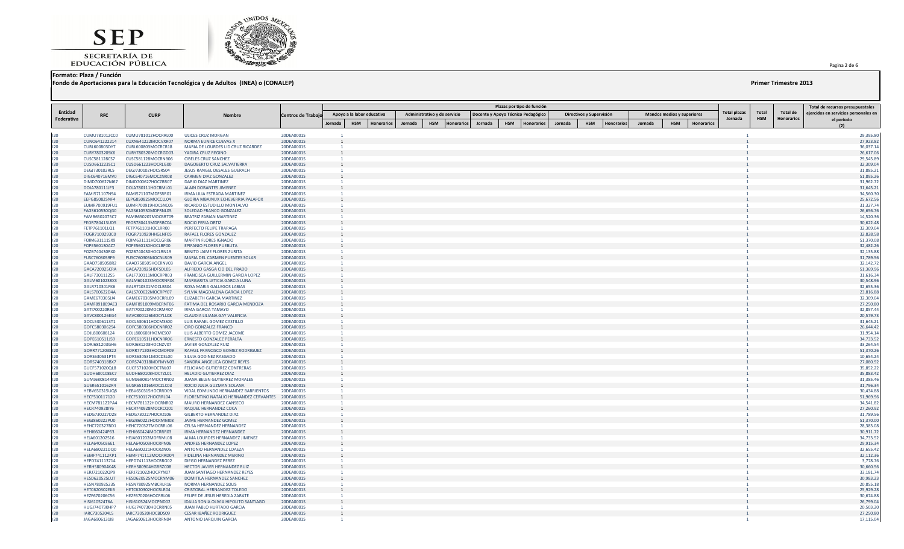**Formato: Plaza / Función**

**Fondo de Aportaciones para la Educación Tecnológica y de Adultos (INEA) o (CONALEP)**

**Primer Trimestre 2013**

| Entidad Federativa | RFC | CURP | Nombre | Centros de Trabajo | Plazas por tipo de función | | | | | | | | | | | | | | | Total plazas Jornada | Total HSM | Total de Honorarios | Total de recursos presupuestales ejercidos en servicios personales en el periodo (2) |
|---|---|---|---|---|---|---|---|---|---|---|---|---|---|---|---|---|---|---|---|---|---|---|---|
| | | | | | Apoyo a la labor educativa | | | Administrativo y de servicio | | | Docente y Apoyo Técnico Pedagógico | | | Directivos y Supervisión | | | Mandos medios y superiores | | | | | | |
| | | | | | Jornada | HSM | Honorarios | Jornada | HSM | Honorarios | Jornada | HSM | Honorarios | Jornada | HSM | Honorarios | Jornada | HSM | Honorarios | | | | |
| I20 | CUMU781012CC0 | CUMU781012HOCRRL00 | ULICES CRUZ MORGAN | 20DEA0001S | 1 | | | | | | | | | | | | | | | 1 | | | 29,395.80 |
| I20 | CUNO641222214 | CUXN641222MOCVXR07 | NORMA EUNICE CUEVAS X | 20DEA0001S | 1 | | | | | | | | | | | | | | | 1 | | | 27,923.82 |
| I20 | CURL600803DY7 | CURL600803MOCRCR18 | MARIA DE LOURDES LID CRUZ RICARDEZ | 20DEA0001S | 1 | | | | | | | | | | | | | | | 1 | | | 36,037.14 |
| I20 | CURY780320SK6 | CURY780320MOCRGD03 | YADIRA CRUZ REGINO | 20DEA0001S | 1 | | | | | | | | | | | | | | | 1 | | | 26,617.06 |
| I20 | CUSC581128CS7 | CUSC581128MOCRNB06 | CIBELES CRUZ SANCHEZ | 20DEA0001S | 1 | | | | | | | | | | | | | | | 1 | | | 29,545.89 |
| I20 | CUSD661223SC1 | CUSD661223HOCRLG00 | DAGOBERTO CRUZ SALVATIERRA | 20DEA0001S | 1 | | | | | | | | | | | | | | | 1 | | | 32,309.04 |
| I20 | DEGJ730102RL5 | DEGJ730102HOCSRS04 | JESUS RANGEL DESALES GUERACH | 20DEA0001S | 1 | | | | | | | | | | | | | | | 1 | | | 31,885.21 |
| I20 | DIGC640716MV0 | DIGC640716MOCZNR08 | CARMEN DIAZ GONZALEZ | 20DEA0001S | 1 | | | | | | | | | | | | | | | 1 | | | 51,895.26 |
| I20 | DIMD700627M67 | DIMD700627HOCZRR07 | DARIO DIAZ MARTINEZ | 20DEA0001S | 1 | | | | | | | | | | | | | | | 1 | | | 31,962.72 |
| I20 | DOJA780111JF3 | DOJA780111HOCRML01 | ALAIN DORANTES JIMENEZ | 20DEA0001S | 1 | | | | | | | | | | | | | | | 1 | | | 31,645.21 |
| I20 | EAMI571107N94 | EAMI571107MDFSRR01 | IRMA LILIA ESTRADA MARTINEZ | 20DEA0001S | 1 | | | | | | | | | | | | | | | 1 | | | 34,560.30 |
| I20 | EEPG850825NF4 | EEPG850825MOCCLL04 | GLORIA MBAJNUX ECHEVERRIA PALAFOX | 20DEA0001S | 1 | | | | | | | | | | | | | | | 1 | | | 25,672.56 |
| I20 | EUMR700919FU1 | EUMR700919HOCSNC05 | RICARDO ESTUDILLO MONTALVO | 20DEA0001S | 1 | | | | | | | | | | | | | | | 1 | | | 31,327.74 |
| I20 | FAGS610530QG0 | FAGS610530MDFRNL05 | SOLEDAD FRANCO GONZALEZ | 20DEA0001S | 1 | | | | | | | | | | | | | | | 1 | | | 26,656.76 |
| I20 | FAMB650207SC7 | FAMB650207MOCBRT09 | BEATRIZ FABIAN MARTINEZ | 20DEA0001S | 1 | | | | | | | | | | | | | | | 1 | | | 14,520.36 |
| I20 | FEOR780413UD5 | FEOR780413MDFRRC04 | ROCIO FERIA ORTIZ | 20DEA0001S | 1 | | | | | | | | | | | | | | | 1 | | | 30,622.48 |
| I20 | FETP761101LQ1 | FETP761101HOCLRR00 | PERFECTO FELIPE TRAPAGA | 20DEA0001S | 1 | | | | | | | | | | | | | | | 1 | | | 32,309.04 |
| I20 | FOGR7109293C0 | FOGR710929HHGLNF05 | RAFAEL FLORES GONZALEZ | 20DEA0001S | 1 | | | | | | | | | | | | | | | 1 | | | 32,828.58 |
| I20 | FOIM631111SX9 | FOIM631111HOCLGR06 | MARTIN FLORES IGNACIO | 20DEA0001S | 1 | | | | | | | | | | | | | | | 1 | | | 51,370.08 |
| I20 | FOPE560130AZ7 | FOPE560130HOCLBP00 | EPIFANIO FLORES PUEBLITA | 20DEA0001S | 1 | | | | | | | | | | | | | | | 1 | | | 32,482.26 |
| I20 | FOZB740430RX0 | FOZB740430HOCLRN19 | BENITO JAIME FLORES ZURITA | 20DEA0001S | 1 | | | | | | | | | | | | | | | 1 | | | 32,135.88 |
| I20 | FUSC7603059F9 | FUSC760305MOCNLR09 | MARIA DEL CARMEN FUENTES SOLAR | 20DEA0001S | 1 | | | | | | | | | | | | | | | 1 | | | 31,789.56 |
| I20 | GAAD7505058R2 | GAAD750505HOCRNV03 | DAVID GARCIA ANGEL | 20DEA0001S | 1 | | | | | | | | | | | | | | | 1 | | | 32,142.72 |
| I20 | GACA720925CRA | GACA720925HDFSDL05 | ALFREDO GASGA CID DEL PRADO | 20DEA0001S | 1 | | | | | | | | | | | | | | | 1 | | | 51,369.96 |
| I20 | GALF7301112S5 | GALF730111MOCRPR03 | FRANCISCA GUILLERMIN GARCIA LOPEZ | 20DEA0001S | 1 | | | | | | | | | | | | | | | 1 | | | 31,616.34 |
| I20 | GALM601023BX3 | GALM601023MOCRNR04 | MARGARITA LETICIA GARCIA LUNA | 20DEA0001S | 1 | | | | | | | | | | | | | | | 1 | | | 30,548.96 |
| I20 | GALR710301FK6 | GALR710301MOCLBS04 | ROSA MARIA GALLEGOS LABIAS | 20DEA0001S | 1 | | | | | | | | | | | | | | | 1 | | | 32,655.36 |
| I20 | GALS700622D4A | GALS700622MOCRPY07 | SYLVIA MAGDALENA GARCIA LOPEZ | 20DEA0001S | 1 | | | | | | | | | | | | | | | 1 | | | 23,816.88 |
| I20 | GAME670305JJ4 | GAME670305MOCRRL09 | ELIZABETH GARCIA MARTINEZ | 20DEA0001S | 1 | | | | | | | | | | | | | | | 1 | | | 32,309.04 |
| I20 | GAMF891009AE3 | GAMF891009MBCRNT06 | FATIMA DEL ROSARIO GARCIA MENDOZA | 20DEA0001S | 1 | | | | | | | | | | | | | | | 1 | | | 27,250.80 |
| I20 | GATI700220R64 | GATI700220MOCRMR07 | IRMA GARCIA TAMAYO | 20DEA0001S | 1 | | | | | | | | | | | | | | | 1 | | | 32,857.44 |
| I20 | GAVC800126EG4 | GAVC800126MOCYLL08 | CLAUDIA LILIANA GAY VALENCIA | 20DEA0001S | 1 | | | | | | | | | | | | | | | 1 | | | 20,579.73 |
| I20 | GOCL5306113T1 | GOCL530611HOCMSS00 | LUIS RAFAEL GOMEZ CASTILLO | 20DEA0001S | 1 | | | | | | | | | | | | | | | 1 | | | 31,645.21 |
| I20 | GOFC580306254 | GOFC580306HOCNRR02 | CIRO GONZALEZ FRANCO | 20DEA0001S | 1 | | | | | | | | | | | | | | | 1 | | | 26,644.42 |
| I20 | GOJL800608124 | GOJL800608HVZMCS07 | LUIS ALBERTO GOMEZ JACOME | 20DEA0001S | 1 | | | | | | | | | | | | | | | 1 | | | 31,954.14 |
| I20 | GOPE610511JS9 | GOPE610511HOCNRR06 | ERNESTO GONZALEZ PERALTA | 20DEA0001S | 1 | | | | | | | | | | | | | | | 1 | | | 34,733.52 |
| I20 | GORJ681203GH6 | GORJ681203HOCNZV07 | JAVIER GONZALEZ RUIZ | 20DEA0001S | 1 | | | | | | | | | | | | | | | 1 | | | 33,264.54 |
| I20 | GORR771203822 | GORR771203HOCMDF09 | RAFAEL FRANCISCO GOMEZ RODRIGUEZ | 20DEA0001S | 1 | | | | | | | | | | | | | | | 1 | | | 51,370.26 |
| I20 | GORS630531PT4 | GORS630531MOCDSL00 | SILVIA GODINEZ RASGADO | 20DEA0001S | 1 | | | | | | | | | | | | | | | 1 | | | 10,654.24 |
| I20 | GORS740318BX7 | GORS740318MDFMYN03 | SANDRA ANGELICA GOMEZ REYES | 20DEA0001S | 1 | | | | | | | | | | | | | | | 1 | | | 27,080.92 |
| I20 | GUCF571020QL8 | GUCF571020HOCTNL07 | FELICIANO GUTIERREZ CONTRERAS | 20DEA0001S | 1 | | | | | | | | | | | | | | | 1 | | | 35,852.22 |
| I20 | GUDH680108EC7 | GUDH680108HOCTZL01 | HELADIO GUTIERREZ DIAZ | 20DEA0001S | 1 | | | | | | | | | | | | | | | 1 | | | 35,883.42 |
| I20 | GUMJ680814RX8 | GUMJ680814MOCTRN02 | JUANA BELEN GUTIERREZ MORALES | 20DEA0001S | 1 | | | | | | | | | | | | | | | 1 | | | 31,385.46 |
| I20 | GUSR6510162R4 | GUSR651016MOCZLC03 | ROCIO JULIA GUZMAN SOLANA | 20DEA0001S | 1 | | | | | | | | | | | | | | | 1 | | | 31,796.34 |
| I20 | HEBV65031SUQ8 | HEBV650315HOCRRD09 | VIDAL EDMUNDO HERNANDEZ BARRIENTOS | 20DEA0001S | 1 | | | | | | | | | | | | | | | 1 | | | 30,434.88 |
| I20 | HECF510117120 | HECF510117HOCRRL04 | FLORENTINO NATALIO HERNANDEZ CERVANTES | 20DEA0001S | 1 | | | | | | | | | | | | | | | 1 | | | 51,969.96 |
| I20 | HECM781122PA4 | HECM781122HOCRNR02 | MAURO HERNANDEZ CANSECO | 20DEA0001S | 1 | | | | | | | | | | | | | | | 1 | | | 34,541.82 |
| I20 | HECR740928IY6 | HECR740928MOCRCQ01 | RAQUEL HERNANDEZ COCA | 20DEA0001S | 1 | | | | | | | | | | | | | | | 1 | | | 27,260.92 |
| I20 | HEDG730227D28 | HEDG730227HOCRZL06 | GILBERTO HERNANDEZ DIAZ | 20DEA0001S | 1 | | | | | | | | | | | | | | | 1 | | | 31,789.56 |
| I20 | HEGJ860222PU0 | HEGJ860222HOCRMM08 | JAIME HERNANDEZ GOMEZ | 20DEA0001S | 1 | | | | | | | | | | | | | | | 1 | | | 51,370.00 |
| I20 | HEHC720327BD1 | HEHC720327MOCRRL06 | CELSA HERNANDEZ HERNANDEZ | 20DEA0001S | 1 | | | | | | | | | | | | | | | 1 | | | 28,383.08 |
| I20 | HEHI660424P63 | HEHI660424MOCRRR03 | IRMA HERNANDEZ HERNANDEZ | 20DEA0001S | 1 | | | | | | | | | | | | | | | 1 | | | 30,911.72 |
| I20 | HEJA601202516 | HEJA601202MDFRML08 | ALMA LOURDES HERNANDEZ JIMENEZ | 20DEA0001S | 1 | | | | | | | | | | | | | | | 1 | | | 34,733.52 |
| I20 | HELA6405036E1 | HELA640503HOCRPN06 | ANDRES HERNANDEZ LOPEZ | 20DEA0001S | 1 | | | | | | | | | | | | | | | 1 | | | 29,915.34 |
| I20 | HELA680221DQ0 | HELA680221HOCRZN05 | ANTONIO HERNANDEZ LOAEZA | 20DEA0001S | 1 | | | | | | | | | | | | | | | 1 | | | 32,655.42 |
| I20 | HEMF741112KP1 | HEMF741112MOCRRD04 | FIDELINA HERNANDEZ MERINO | 20DEA0001S | 1 | | | | | | | | | | | | | | | 1 | | | 32,112.36 |
| I20 | HEPD741113714 | HEPD741113HOCRRG02 | DIEGO HERNANDEZ PEREZ | 20DEA0001S | 1 | | | | | | | | | | | | | | | 1 | | | 3,778.76 |
| I20 | HERH580904K48 | HERH580904HGRRZC08 | HECTOR JAVIER HERNANDEZ RUIZ | 20DEA0001S | 1 | | | | | | | | | | | | | | | 1 | | | 30,660.56 |
| I20 | HERJ721022QP9 | HERJ721022HOCRYN07 | JUAN SANTIAGO HERNANDEZ REYES | 20DEA0001S | 1 | | | | | | | | | | | | | | | 1 | | | 33,181.74 |
| I20 | HESD620525LU7 | HESD620525MOCRNM06 | DOMITILA HERNANDEZ SANCHEZ | 20DEA0001S | 1 | | | | | | | | | | | | | | | 1 | | | 30,983.23 |
| I20 | HESN780925235 | HESN780925MBCRLR16 | NORMA HERNANDEZ SOLIS | 20DEA0001S | 1 | | | | | | | | | | | | | | | 1 | | | 20,855.18 |
| I20 | HETC620302EK6 | HETC620302HOCRLR04 | CRISTOBAL HERNANDEZ TOLEDO | 20DEA0001S | 1 | | | | | | | | | | | | | | | 1 | | | 25,929.28 |
| I20 | HEZF670206C56 | HEZF670206HOCRRL06 | FELIPE DE JESUS HEREDIA ZARATE | 20DEA0001S | 1 | | | | | | | | | | | | | | | 1 | | | 30,674.88 |
| I20 | HISI610524T6A | HISI610524MOCPND02 | IDALIA SONIA OLIVIA HIPOLITO SANTIAGO | 20DEA0001S | 1 | | | | | | | | | | | | | | | 1 | | | 26,799.04 |
| I20 | HUGJ740730HP7 | HUGJ740730HOCRRN05 | JUAN PABLO HURTADO GARCIA | 20DEA0001S | 1 | | | | | | | | | | | | | | | 1 | | | 20,503.20 |
| I20 | IARC730520AL5 | IARC730520HOCBDS09 | CESAR IBAÑEZ RODRIGUEZ | 20DEA0001S | 1 | | | | | | | | | | | | | | | 1 | | | 27,250.80 |
| I20 | JAGA6906131I8 | JAGA690613HOCRRN04 | ANTONIO JARQUIN GARCIA | 20DEA0001S | 1 | | | | | | | | | | | | | | | 1 | | | 17,115.04 |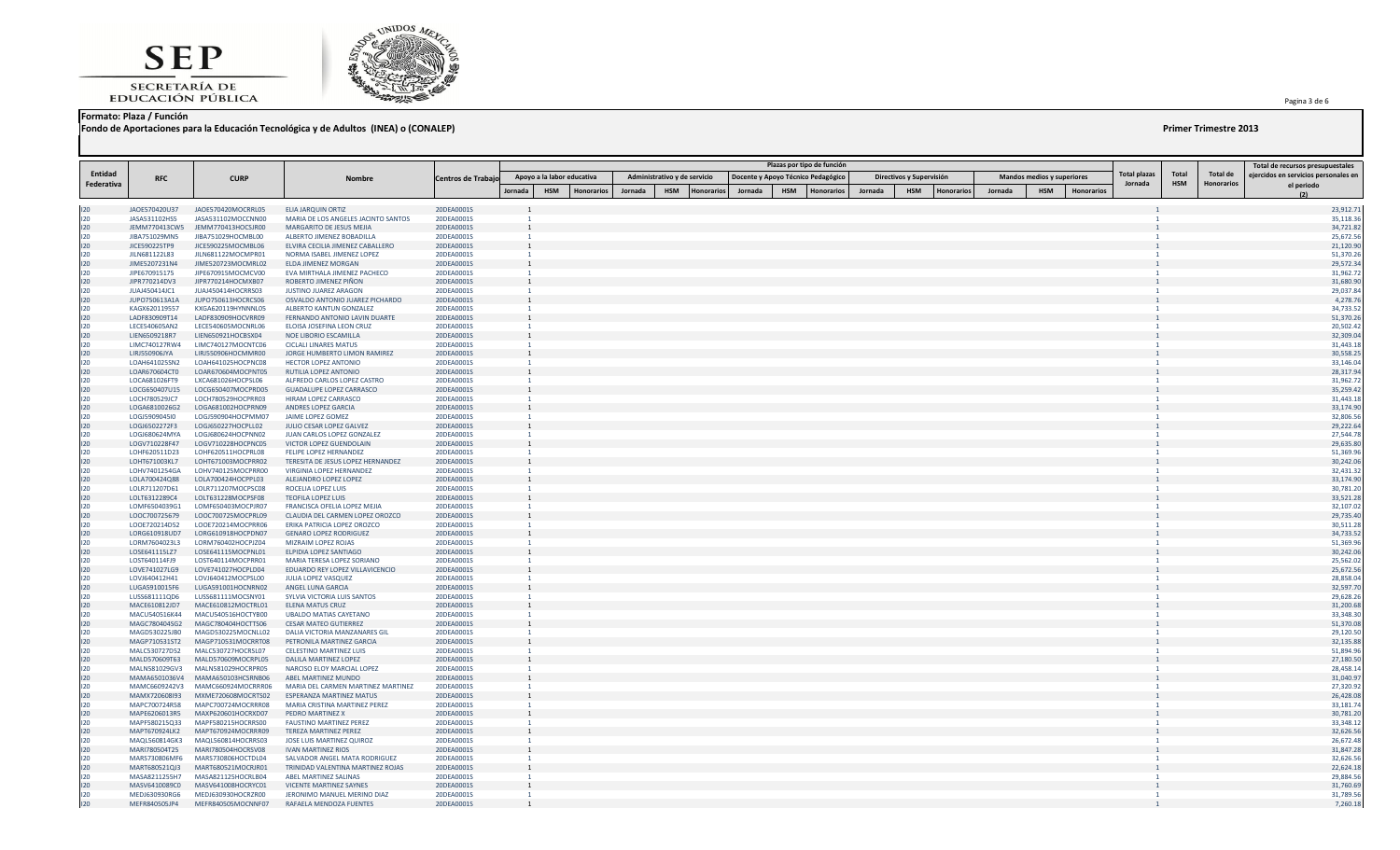**Formato: Plaza / Función**

**Fondo de Aportaciones para la Educación Tecnológica y de Adultos (INEA) o (CONALEP)**

**Primer Trimestre 2013**

| Entidad Federativa | RFC | CURP | Nombre | Centros de Trabajo | Plazas por tipo de función | | | | | | | | | | | | | | | Total plazas Jornada | Total HSM | Total de Honorarios | Total de recursos presupuestales ejercidos en servicios personales en el periodo (2) |
|---|---|---|---|---|---|---|---|---|---|---|---|---|---|---|---|---|---|---|---|---|---|---|---|
| | | | | | Apoyo a la labor educativa | | | Administrativo y de servicio | | | Docente y Apoyo Técnico Pedagógico | | | Directivos y Supervisión | | | Mandos medios y superiores | | | | | | |
| | | | | | Jornada | HSM | Honorarios | Jornada | HSM | Honorarios | Jornada | HSM | Honorarios | Jornada | HSM | Honorarios | Jornada | HSM | Honorarios | | | | |
| I20 | JAOE570420U37 | JAOE570420MOCRRL05 | ELIA JARQUIN ORTIZ | 20DEA0001S | 1 | | | | | | | | | | | | | | | 1 | | | 23,912.71 |
| I20 | JASA531102HS5 | JASA531102MOCCNN00 | MARIA DE LOS ANGELES JACINTO SANTOS | 20DEA0001S | 1 | | | | | | | | | | | | | | | 1 | | | 35,118.36 |
| I20 | JEMM770413CW5 | JEMM770413HOCSJR00 | MARGARITO DE JESUS MEJIA | 20DEA0001S | 1 | | | | | | | | | | | | | | | 1 | | | 34,721.82 |
| I20 | JIBA751029MN5 | JIBA751029HOCMBL00 | ALBERTO JIMENEZ BOBADILLA | 20DEA0001S | 1 | | | | | | | | | | | | | | | 1 | | | 25,672.56 |
| I20 | JICE590225TP9 | JICE590225MOCMBL06 | ELVIRA CECILIA JIMENEZ CABALLERO | 20DEA0001S | 1 | | | | | | | | | | | | | | | 1 | | | 21,120.90 |
| I20 | JILN681122L83 | JILN681122MOCMPR01 | NORMA ISABEL JIMENEZ LOPEZ | 20DEA0001S | 1 | | | | | | | | | | | | | | | 1 | | | 51,370.26 |
| I20 | JIME5207231N4 | JIME520723MOCMRL02 | ELDA JIMENEZ MORGAN | 20DEA0001S | 1 | | | | | | | | | | | | | | | 1 | | | 29,572.34 |
| I20 | JIPE670915175 | JIPE670915MOCMCV00 | EVA MIRTHALA JIMENEZ PACHECO | 20DEA0001S | 1 | | | | | | | | | | | | | | | 1 | | | 31,962.72 |
| I20 | JIPR770214DV3 | JIPR770214HOCMXB07 | ROBERTO JIMENEZ PIÑON | 20DEA0001S | 1 | | | | | | | | | | | | | | | 1 | | | 31,680.90 |
| I20 | JUAJ450414JC1 | JUAJ450414HOCRRS03 | JUSTINO JUAREZ ARAGON | 20DEA0001S | 1 | | | | | | | | | | | | | | | 1 | | | 29,037.84 |
| I20 | JUPO750613A1A | JUPO750613HOCRCS06 | OSVALDO ANTONIO JUAREZ PICHARDO | 20DEA0001S | 1 | | | | | | | | | | | | | | | 1 | | | 4,278.76 |
| I20 | KAGK620119S57 | KXGA620119HYNNNL05 | ALBERTO KANTUN GONZALEZ | 20DEA0001S | 1 | | | | | | | | | | | | | | | 1 | | | 34,733.52 |
| I20 | LADF830909T14 | LADF830909HOCVRR09 | FERNANDO ANTONIO LAVIN DUARTE | 20DEA0001S | 1 | | | | | | | | | | | | | | | 1 | | | 51,370.26 |
| I20 | LECE540605AN2 | LECE540605MOCNRL06 | ELOISA JOSEFINA LEON CRUZ | 20DEA0001S | 1 | | | | | | | | | | | | | | | 1 | | | 20,502.42 |
| I20 | LIEN6509218R7 | LIEN650921HOCBSX04 | NOE LIBORIO ESCAMILLA | 20DEA0001S | 1 | | | | | | | | | | | | | | | 1 | | | 32,309.04 |
| I20 | LIMC740127RW4 | LIMC740127MOCNTC06 | CICLALI LINARES MATUS | 20DEA0001S | 1 | | | | | | | | | | | | | | | 1 | | | 31,443.18 |
| I20 | LIRJ5509061YA | LIRJ550906HOCMMR00 | JORGE HUMBERTO LIMON RAMIREZ | 20DEA0001S | 1 | | | | | | | | | | | | | | | 1 | | | 30,558.25 |
| I20 | LOAH641025SN2 | LOAH641025HOCPNC08 | HECTOR LOPEZ ANTONIO | 20DEA0001S | 1 | | | | | | | | | | | | | | | 1 | | | 33,146.04 |
| I20 | LOAR670604CT0 | LOAR670604MOCPNT05 | RUTILIA LOPEZ ANTONIO | 20DEA0001S | 1 | | | | | | | | | | | | | | | 1 | | | 28,317.94 |
| I20 | LOCA681026FT9 | LXCA681026HOCPSL06 | ALFREDO CARLOS LOPEZ CASTRO | 20DEA0001S | 1 | | | | | | | | | | | | | | | 1 | | | 31,962.72 |
| I20 | LOCG650407U15 | LOCG650407MOCPRD05 | GUADALUPE LOPEZ CARRASCO | 20DEA0001S | 1 | | | | | | | | | | | | | | | 1 | | | 35,259.42 |
| I20 | LOCH780529JC7 | LOCH780529HOCPRR03 | HIRAM LOPEZ CARRASCO | 20DEA0001S | 1 | | | | | | | | | | | | | | | 1 | | | 31,443.18 |
| I20 | LOGA6810026G2 | LOGA681002HOCPRN09 | ANDRES LOPEZ GARCIA | 20DEA0001S | 1 | | | | | | | | | | | | | | | 1 | | | 33,174.90 |
| I20 | LOGJ590904SI0 | LOGJ590904HOCPMM07 | JAIME LOPEZ GOMEZ | 20DEA0001S | 1 | | | | | | | | | | | | | | | 1 | | | 32,806.56 |
| I20 | LOGJ6502272F3 | LOGJ650227HOCPLL02 | JULIO CESAR LOPEZ GALVEZ | 20DEA0001S | 1 | | | | | | | | | | | | | | | 1 | | | 29,222.64 |
| I20 | LOGJ680624MYA | LOGJ680624HOCPNN02 | JUAN CARLOS LOPEZ GONZALEZ | 20DEA0001S | 1 | | | | | | | | | | | | | | | 1 | | | 27,544.78 |
| I20 | LOGV710228F47 | LOGV710228HOCPNC05 | VICTOR LOPEZ GUENDOLAIN | 20DEA0001S | 1 | | | | | | | | | | | | | | | 1 | | | 29,635.80 |
| I20 | LOHF620511D23 | LOHF620511HOCPRL08 | FELIPE LOPEZ HERNANDEZ | 20DEA0001S | 1 | | | | | | | | | | | | | | | 1 | | | 51,369.96 |
| I20 | LOHT671003KL7 | LOHT671003MOCPRR02 | TERESITA DE JESUS LOPEZ HERNANDEZ | 20DEA0001S | 1 | | | | | | | | | | | | | | | 1 | | | 30,242.06 |
| I20 | LOHV740125GA | LOHV740125MOCPRR00 | VIRGINIA LOPEZ HERNANDEZ | 20DEA0001S | 1 | | | | | | | | | | | | | | | 1 | | | 32,431.32 |
| I20 | LOLA700424Q88 | LOLA700424HOCPPL03 | ALEJANDRO LOPEZ LOPEZ | 20DEA0001S | 1 | | | | | | | | | | | | | | | 1 | | | 33,174.90 |
| I20 | LOLR711207D61 | LOLR711207MOCPSC08 | ROCELIA LOPEZ LUIS | 20DEA0001S | 1 | | | | | | | | | | | | | | | 1 | | | 30,781.20 |
| I20 | LOLT6312289C4 | LOLT631228MOCPSF08 | TEOFILA LOPEZ LUIS | 20DEA0001S | 1 | | | | | | | | | | | | | | | 1 | | | 33,521.28 |
| I20 | LOMF6504039G1 | LOMF650403MOCPJR07 | FRANCISCA OFELIA LOPEZ MEJIA | 20DEA0001S | 1 | | | | | | | | | | | | | | | 1 | | | 32,107.02 |
| I20 | LOOC700725679 | LOOC700725MOCPRL09 | CLAUDIA DEL CARMEN LOPEZ OROZCO | 20DEA0001S | 1 | | | | | | | | | | | | | | | 1 | | | 29,735.40 |
| I20 | LOOE720214DS2 | LOOE720214MOCPRR06 | ERIKA PATRICIA LOPEZ OROZCO | 20DEA0001S | 1 | | | | | | | | | | | | | | | 1 | | | 30,511.28 |
| I20 | LORG610918UD7 | LORG610918HOCPDN07 | GENARO LOPEZ RODRIGUEZ | 20DEA0001S | 1 | | | | | | | | | | | | | | | 1 | | | 34,733.52 |
| I20 | LORM7604023L3 | LORM760402HOCPJZ04 | MIZRAIM LOPEZ ROJAS | 20DEA0001S | 1 | | | | | | | | | | | | | | | 1 | | | 51,369.96 |
| I20 | LOSE641115LZ7 | LOSE641115MOCPNL01 | ELPIDIA LOPEZ SANTIAGO | 20DEA0001S | 1 | | | | | | | | | | | | | | | 1 | | | 30,242.06 |
| I20 | LOST640114FJ9 | LOST640114MOCPRR01 | MARIA TERESA LOPEZ SORIANO | 20DEA0001S | 1 | | | | | | | | | | | | | | | 1 | | | 25,562.02 |
| I20 | LOVE741027LG9 | LOVE741027HOCPLD04 | EDUARDO REY LOPEZ VILLAVICENCIO | 20DEA0001S | 1 | | | | | | | | | | | | | | | 1 | | | 25,672.56 |
| I20 | LOVJ640412H41 | LOVJ640412MOCPSL00 | JULIA LOPEZ VASQUEZ | 20DEA0001S | 1 | | | | | | | | | | | | | | | 1 | | | 28,858.04 |
| I20 | LUGA591001SF6 | LUGA591001HOCNRN02 | ANGEL LUNA GARCIA | 20DEA0001S | 1 | | | | | | | | | | | | | | | 1 | | | 32,597.70 |
| I20 | LUSS681111QD6 | LUSS681111MOCSNY01 | SYLVIA VICTORIA LUIS SANTOS | 20DEA0001S | 1 | | | | | | | | | | | | | | | 1 | | | 29,628.26 |
| I20 | MACE610812JD7 | MACE610812MOCTRL01 | ELENA MATUS CRUZ | 20DEA0001S | 1 | | | | | | | | | | | | | | | 1 | | | 31,200.68 |
| I20 | MACU540516K44 | MACU540516HOCTYB00 | UBALDO MATIAS CAYETANO | 20DEA0001S | 1 | | | | | | | | | | | | | | | 1 | | | 33,348.30 |
| I20 | MAGC780404SG2 | MAGC780404HOCTTS06 | CESAR MATEO GUTIERREZ | 20DEA0001S | 1 | | | | | | | | | | | | | | | 1 | | | 51,370.08 |
| I20 | MAGD530225JB0 | MAGD530225MOCNLL02 | DALIA VICTORIA MANZANARES GIL | 20DEA0001S | 1 | | | | | | | | | | | | | | | 1 | | | 29,120.50 |
| I20 | MAGP710531ST2 | MAGP710531MOCRRT08 | PETRONILA MARTINEZ GARCIA | 20DEA0001S | 1 | | | | | | | | | | | | | | | 1 | | | 32,135.88 |
| I20 | MALC530727D52 | MALC530727HOCRSL07 | CELESTINO MARTINEZ LUIS | 20DEA0001S | 1 | | | | | | | | | | | | | | | 1 | | | 51,894.96 |
| I20 | MALD570609T63 | MALD570609MOCRPL05 | DALILA MARTINEZ LOPEZ | 20DEA0001S | 1 | | | | | | | | | | | | | | | 1 | | | 27,180.50 |
| I20 | MALN581029GV3 | MALN581029HOCRPR05 | NARCISO ELOY MARCIAL LOPEZ | 20DEA0001S | 1 | | | | | | | | | | | | | | | 1 | | | 28,458.14 |
| I20 | MAMA650103BV4 | MAMA650103HCSRNB06 | ABEL MARTINEZ MUNDO | 20DEA0001S | 1 | | | | | | | | | | | | | | | 1 | | | 31,040.97 |
| I20 | MAMC6609242V3 | MAMC660924MOCRRR06 | MARIA DEL CARMEN MARTINEZ MARTINEZ | 20DEA0001S | 1 | | | | | | | | | | | | | | | 1 | | | 27,320.92 |
| I20 | MAMX720608I93 | MXME720608MOCRTS02 | ESPERANZA MARTINEZ MATUS | 20DEA0001S | 1 | | | | | | | | | | | | | | | 1 | | | 26,428.08 |
| I20 | MAPC700724RS8 | MAPC700724MOCRRR08 | MARIA CRISTINA MARTINEZ PEREZ | 20DEA0001S | 1 | | | | | | | | | | | | | | | 1 | | | 33,181.74 |
| I20 | MAPE6206013R5 | MAXP620601HOCRXD07 | PEDRO MARTINEZ X | 20DEA0001S | 1 | | | | | | | | | | | | | | | 1 | | | 30,781.20 |
| I20 | MAPF580215Q33 | MAPF580215HOCRRS00 | FAUSTINO MARTINEZ PEREZ | 20DEA0001S | 1 | | | | | | | | | | | | | | | 1 | | | 33,348.12 |
| I20 | MAPT670924LK2 | MAPT670924MOCRRR09 | TEREZA MARTINEZ PEREZ | 20DEA0001S | 1 | | | | | | | | | | | | | | | 1 | | | 32,626.56 |
| I20 | MAQL560814GK3 | MAQL560814HOCRRS03 | JOSE LUIS MARTINEZ QUIROZ | 20DEA0001S | 1 | | | | | | | | | | | | | | | 1 | | | 26,672.48 |
| I20 | MARI780504T25 | MARI780504HOCRSV08 | IVAN MARTINEZ RIOS | 20DEA0001S | 1 | | | | | | | | | | | | | | | 1 | | | 31,847.28 |
| I20 | MARS730806MF6 | MARS730806HOCTDL04 | SALVADOR ANGEL MATA RODRIGUEZ | 20DEA0001S | 1 | | | | | | | | | | | | | | | 1 | | | 32,626.56 |
| I20 | MART680521QJ3 | MART680521MOCRJR01 | TRINIDAD VALENTINA MARTINEZ ROJAS | 20DEA0001S | 1 | | | | | | | | | | | | | | | 1 | | | 22,624.18 |
| I20 | MASA821125SH7 | MASA821125HOCRLB04 | ABEL MARTINEZ SALINAS | 20DEA0001S | 1 | | | | | | | | | | | | | | | 1 | | | 29,884.56 |
| I20 | MASV641008CO | MASV641008HOCRYC01 | VICENTE MARTINEZ SAYNES | 20DEA0001S | 1 | | | | | | | | | | | | | | | 1 | | | 31,760.69 |
| I20 | MEDJ630930RG6 | MEDJ630930HOCRZR00 | JERONIMO MANUEL MERINO DIAZ | 20DEA0001S | 1 | | | | | | | | | | | | | | | 1 | | | 31,789.56 |
| I20 | MEFR840505JP4 | MEFR840505MOCNNF07 | RAFAELA MENDOZA FUENTES | 20DEA0001S | 1 | | | | | | | | | | | | | | | 1 | | | 7,260.18 |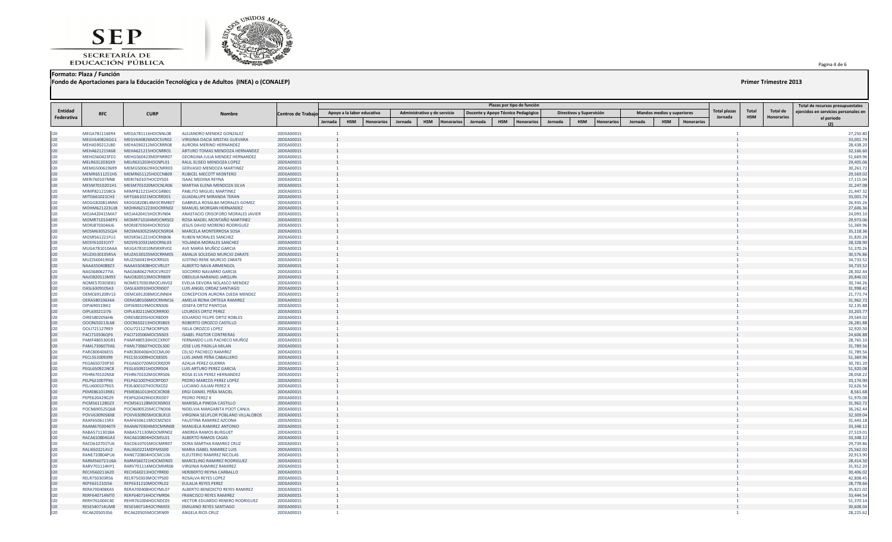**Formato: Plaza / Función**

**Fondo de Aportaciones para la Educación Tecnológica y de Adultos (INEA) o (CONALEP)**

**Primer Trimestre 2013**

| Entidad Federativa | RFC | CURP | Nombre | Centros de Trabajo | Plazas por tipo de función | | | | | | | | | | | | | | | Total plazas Jornada | Total HSM | Total de Honorarios | Total de recursos presupuestales ejercidos en servicios personales en el periodo (2) |
|---|---|---|---|---|---|---|---|---|---|---|---|---|---|---|---|---|---|---|---|---|---|---|---|
| | | | | | Apoyo a la labor educativa | | | Administrativo y de servicio | | | Docente y Apoyo Técnico Pedagógico | | | Directivos y Supervisión | | | Mandos medios y superiores | | | | | | |
| | | | | | Jornada | HSM | Honorarios | Jornada | HSM | Honorarios | Jornada | HSM | Honorarios | Jornada | HSM | Honorarios | Jornada | HSM | Honorarios | | | | |
| I20 | MEGA781116ER4 | MEGA781116HOCNNL08 | ALEJANDRO MENDEZ GONZALEZ | 20DEA0001S | 1 | | | | | | | | | | | | | | | 1 | | | 27,250.80 |
| I20 | MEGV640826GG1 | MEGV640826MOCSVR02 | VIRGINIA DACIA MESTAS GUEVARA | 20DEA0001S | 1 | | | | | | | | | | | | | | | 1 | | | 33,001.74 |
| I20 | MEHA590212LB0 | MEHA590212MOCRRR08 | AURORA MERINO HERNANDEZ | 20DEA0001S | 1 | | | | | | | | | | | | | | | 1 | | | 28,438.20 |
| I20 | MEHA621215K68 | MEHA621215HOCNRR01 | ARTURO TOMAS MENDOZA HERNANDEZ | 20DEA0001S | 1 | | | | | | | | | | | | | | | 1 | | | 32,166.60 |
| I20 | MEHG560423FD1 | MEHG560423MDFNRR07 | GEORGINA JULIA MENDEZ HERNANDEZ | 20DEA0001S | 1 | | | | | | | | | | | | | | | 1 | | | 51,669.96 |
| I20 | MELR631203GX9 | MELR631203HOCNPL01 | RAUL ELISEO MENDOZA LOPEZ | 20DEA0001S | 1 | | | | | | | | | | | | | | | 1 | | | 29,405.06 |
| I20 | MEMG500619699 | MEMG500619HOCNRR03 | GERVASIO MENDOZA MARTINEZ | 20DEA0001S | 1 | | | | | | | | | | | | | | | 1 | | | 30,261.72 |
| I20 | MEMR651125HS5 | MEMR651125HOCCNB09 | RUBICEL MECOTT MONTERO | 20DEA0001S | 1 | | | | | | | | | | | | | | | 1 | | | 29,569.02 |
| I20 | MERI760107NN8 | MERI760107HOCDYS03 | ISAAC MEDINA REYNA | 20DEA0001S | 1 | | | | | | | | | | | | | | | 1 | | | 17,115.04 |
| I20 | MESM7010201H1 | MESM701020MOCNLR06 | MARTHA ELENA MENDOZA SILVA | 20DEA0001S | 1 | | | | | | | | | | | | | | | 1 | | | 31,247.08 |
| I20 | MIMP821215BC6 | MIMP821215HOCGRB01 | PABLITO MIGUEL MARTINEZ | 20DEA0001S | 1 | | | | | | | | | | | | | | | 1 | | | 21,447.32 |
| I20 | MITG661021CH3 | MITG661021MOCRRD01 | GUADALUPE MIRANDA TERAN | 20DEA0001S | 1 | | | | | | | | | | | | | | | 1 | | | 33,001.74 |
| I20 | MOGG820814NN5 | MOGG820814MOCRMB07 | GABRIELA ROSALBA MORALES GOMEZ | 20DEA0001S | 1 | | | | | | | | | | | | | | | 1 | | | 26,935.26 |
| I20 | MOHM621223UJ8 | MOHM621223HOCRRN02 | MANUEL MORGAN HERNANDEZ | 20DEA0001S | 1 | | | | | | | | | | | | | | | 1 | | | 27,606.36 |
| I20 | MOJA420415MA7 | MOJA420415HOCRVN04 | ANASTACIO CRISOFORO MORALES JAVIER | 20DEA0001S | 1 | | | | | | | | | | | | | | | 1 | | | 24,093.10 |
| I20 | MOMR710104EP3 | MOMR710104MOCNRS02 | ROSA MADEL MONTAÑO MARTINEZ | 20DEA0001S | 1 | | | | | | | | | | | | | | | 1 | | | 29,973.06 |
| I20 | MORJ870304AJ6 | MORJ870304HOCRDS02 | JESUS DAVID MORENO RODRIGUEZ | 20DEA0001S | 1 | | | | | | | | | | | | | | | 1 | | | 51,369.96 |
| I20 | MOSM630525QJ4 | MOSM630525MOCNSR04 | MARCELA MONTERROSA SOSA | 20DEA0001S | 1 | | | | | | | | | | | | | | | 1 | | | 35,118.36 |
| I20 | MOSR561221FU1 | MOSR561221HOCRNB06 | RUBEN MORALES SANCHEZ | 20DEA0001S | 1 | | | | | | | | | | | | | | | 1 | | | 31,820.28 |
| I20 | MOSY610331IY7 | MOSY610331MOCRNL03 | YOLANDA MORALES SANCHEZ | 20DEA0001S | 1 | | | | | | | | | | | | | | | 1 | | | 28,328.90 |
| I20 | MUGA781010AAA | MUGA781010MSRXRV02 | AVE MARIA MUÑOZ GARCIA | 20DEA0001S | 1 | | | | | | | | | | | | | | | 1 | | | 51,370.26 |
| I20 | MUZA530105R5A | MUZA530105MOCRRM05 | AMALIA SOLEDAD MURCIO ZARATE | 20DEA0001S | 1 | | | | | | | | | | | | | | | 1 | | | 30,576.86 |
| I20 | MUZJ560419IG8 | MUZJ560419HOCRRS01 | JUSTINO RENE MURCIO ZARATE | 20DEA0001S | 1 | | | | | | | | | | | | | | | 1 | | | 34,733.52 |
| I20 | NAAA550408BZ3 | NAAA550408HOCVRL07 | ALBERTO NAVA ARMENGOL | 20DEA0001S | 1 | | | | | | | | | | | | | | | 1 | | | 34,733.52 |
| I20 | NAGS6806277IA | NAGS680627MOCVRC07 | SOCORRO NAVARRO GARCIA | 20DEA0001S | 1 | | | | | | | | | | | | | | | 1 | | | 28,302.44 |
| I20 | NAJO820513M93 | NAJO820513MOCRRB09 | OBDULIA NARANJO JARQUIN | 20DEA0001S | 1 | | | | | | | | | | | | | | | 1 | | | 20,846.02 |
| I20 | NOME570303EB1 | NOME570303MOCLNV02 | EVELIA DEVORA NOLASCO MENDEZ | 20DEA0001S | 1 | | | | | | | | | | | | | | | 1 | | | 30,744.26 |
| I20 | OASL630910SA3 | OASL630910HOCRNS07 | LUIS ANGEL ORDAZ SANTIAGO | 20DEA0001S | 1 | | | | | | | | | | | | | | | 1 | | | 31,998.42 |
| I20 | OEMC691208V13 | OEMC691208MOCJNN04 | CONCEPCION AURORA OJEDA MENDEZ | 20DEA0001S | 1 | | | | | | | | | | | | | | | 1 | | | 21,773.74 |
| I20 | OERA58010634A | OERA580106MOCRMM16 | AMELIA REINA ORTEGA RAMIREZ | 20DEA0001S | 1 | | | | | | | | | | | | | | | 1 | | | 31,962.72 |
| I20 | OIPJ690319IK2 | OIPJ690319MOCRNS06 | JOSEFA ORTIZ PANTOJA | 20DEA0001S | 1 | | | | | | | | | | | | | | | 1 | | | 32,135.88 |
| I20 | OIPL630211I76 | OIPL630211MOCRRR00 | LOURDES ORTIZ PEREZ | 20DEA0001S | 1 | | | | | | | | | | | | | | | 1 | | | 33,203.77 |
| I20 | OIRE580205EH6 | OIRE580205HOCRBD09 | EDUARDO FELIPE ORTIZ ROBLES | 20DEA0001S | 1 | | | | | | | | | | | | | | | 1 | | | 29,569.02 |
| I20 | OOCR650213L68 | OOCR650213HOCRSB03 | ROBERTO OROZCO CASTILLO | 20DEA0001S | 1 | | | | | | | | | | | | | | | 1 | | | 26,281.88 |
| I20 | OOLI721127RE9 | OOLI721127MOCRPS05 | ISELA OROZCO LOPEZ | 20DEA0001S | 1 | | | | | | | | | | | | | | | 1 | | | 32,920.50 |
| I20 | PACI710506QF6 | PACI710506MOCSNS03 | ISABEL PASTOR CONTRERAS | 20DEA0001S | 1 | | | | | | | | | | | | | | | 1 | | | 24,606.88 |
| I20 | PAMF480530GR1 | PAMF480530HOCCXR07 | FERNANDO LUIS PACHECO MUÑOZ | 20DEA0001S | 1 | | | | | | | | | | | | | | | 1 | | | 28,765.10 |
| I20 | PAML730607SK6 | PAML730607HOCDLS00 | JOSE LUIS PADILLA MILAN | 20DEA0001S | 1 | | | | | | | | | | | | | | | 1 | | | 31,789.56 |
| I20 | PARC800406ES5 | PARC800406HOCCML00 | CELSO PACHECO RAMIREZ | 20DEA0001S | 1 | | | | | | | | | | | | | | | 1 | | | 31,789.56 |
| I20 | PECL551009399 | PECL551009HOCXBS05 | LUIS JAIME PEÑA CABALLERO | 20DEA0001S | 1 | | | | | | | | | | | | | | | 1 | | | 51,369.96 |
| I20 | PEGA650720P30 | PEGA650720MOCRRZ09 | AZALIA PEREZ GUERRA | 20DEA0001S | 1 | | | | | | | | | | | | | | | 1 | | | 30,781.20 |
| I20 | PEGL650921NC8 | PEGL650921HOCRRS04 | LUIS ARTURO PEREZ GARCIA | 20DEA0001S | 1 | | | | | | | | | | | | | | | 1 | | | 51,920.08 |
| I20 | PEHR670102NS8 | PEHR670102MOCRRS06 | ROSA ELVA PEREZ HERNANDEZ | 20DEA0001S | 1 | | | | | | | | | | | | | | | 1 | | | 28,058.22 |
| I20 | PELP621007PX6 | PELP621007HOCRPD07 | PEDRO MARCOS PEREZ LOPEZ | 20DEA0001S | 1 | | | | | | | | | | | | | | | 1 | | | 33,174.90 |
| I20 | PELU6001079S5 | PEXL600107HOCRXC02 | LUCIANO JULIAN PEREZ X | 20DEA0001S | 1 | | | | | | | | | | | | | | | 1 | | | 32,626.56 |
| I20 | PEME861013R81 | PEME861013HOCXCR08 | ERGI DANIEL PEÑA MACIEL | 20DEA0001S | 1 | | | | | | | | | | | | | | | 1 | | | 8,561.68 |
| I20 | PEPE620429G29 | PEXP620429HOCRXD07 | PEDRO PEREZ X | 20DEA0001S | 1 | | | | | | | | | | | | | | | 1 | | | 51,970.08 |
| I20 | PICM561128GZ3 | PICM561128MOCNSR03 | MARISELA PINEDA CASTILLO | 20DEA0001S | 1 | | | | | | | | | | | | | | | 1 | | | 31,962.72 |
| I20 | POCN690525Q68 | POCN690525MCCTND06 | NIDELVIA MARGARITA POOT CANUL | 20DEA0001S | 1 | | | | | | | | | | | | | | | 1 | | | 36,262.44 |
| I20 | POVV6309058X8 | POVV630905MOCBLR10 | VIRGINIA SELIFLOR POBLANO VILLALOBOS | 20DEA0001S | 1 | | | | | | | | | | | | | | | 1 | | | 32,309.04 |
| I20 | RAAF6506115R3 | RAAF650611MOCMZS03 | FAUSTINA RAMIREZ AZCONA | 20DEA0001S | 1 | | | | | | | | | | | | | | | 1 | | | 31,443.18 |
| I20 | RAAM6703046T9 | RAAM670304MOCMNN08 | MANUELA RAMIREZ ANTONIO | 20DEA0001S | 1 | | | | | | | | | | | | | | | 1 | | | 33,348.12 |
| I20 | RABA5711301BA | RABA571130MOCMRN02 | ANDREA RAMOS BURGUET | 20DEA0001S | 1 | | | | | | | | | | | | | | | 1 | | | 27,519.01 |
| I20 | RACA610804GA3 | RACA610804HOCMSL01 | ALBERTO RAMOS CASAS | 20DEA0001S | 1 | | | | | | | | | | | | | | | 1 | | | 33,348.12 |
| I20 | RACD610701TU6 | RACD610701MOCMRR07 | DORA MARTHA RAMIREZ CRUZ | 20DEA0001S | 1 | | | | | | | | | | | | | | | 1 | | | 29,739.86 |
| I20 | RALI650221AV2 | RALI650221MDFMSS00 | MARIA ISABEL RAMIREZ LUIS | 20DEA0001S | 1 | | | | | | | | | | | | | | | 1 | | | 25,562.02 |
| I20 | RANE720804PU6 | RANE720804HOCMCL06 | ELEUTERIO RAMIREZ NICOLAS | 20DEA0001S | 1 | | | | | | | | | | | | | | | 1 | | | 20,913.90 |
| I20 | RARM560721U6A | RARM560721HOCMDR05 | MARCELINO RAMIREZ RODRIGUEZ | 20DEA0001S | 1 | | | | | | | | | | | | | | | 1 | | | 28,414.50 |
| I20 | RARV701114HY1 | RARV701114MOCMMR06 | VIRGINIA RAMIREZ RAMIREZ | 20DEA0001S | 1 | | | | | | | | | | | | | | | 1 | | | 31,912.20 |
| I20 | RECH560213A20 | RECH560213HOCYRR00 | HERIBERTO REYNA CARBALLO | 20DEA0001S | 1 | | | | | | | | | | | | | | | 1 | | | 30,406.02 |
| I20 | RELR750303R56 | RELR750303MOCYPS00 | ROSALVA REYES LOPEZ | 20DEA0001S | 1 | | | | | | | | | | | | | | | 1 | | | 42,808.45 |
| I20 | REPE631210JS6 | REPE631210MOCYRL02 | EULALIA REYES PEREZ | 20DEA0001S | 1 | | | | | | | | | | | | | | | 1 | | | 28,778.66 |
| I20 | RERA700408KA5 | RERA700408HOCYML07 | ALBERTO BENEDICTO REYES RAMIREZ | 20DEA0001S | 1 | | | | | | | | | | | | | | | 1 | | | 35,821.02 |
| I20 | RERF640714MT0 | RERF640714HOCYMR06 | FRANCISCO REYES RAMIREZ | 20DEA0001S | 1 | | | | | | | | | | | | | | | 1 | | | 33,444.54 |
| I20 | RERH761004C40 | RERH761004HOCNDC05 | HECTOR EDUARDO RENERO RODRIGUEZ | 20DEA0001S | 1 | | | | | | | | | | | | | | | 1 | | | 51,370.14 |
| I20 | RESE540714UM8 | RESE540714HOCYNM03 | EMILIANO REYES SANTIAGO | 20DEA0001S | 1 | | | | | | | | | | | | | | | 1 | | | 30,608.04 |
| I20 | RICA620505356 | RICA620505MOCSRN09 | ANGELA RIOS CRUZ | 20DEA0001S | 1 | | | | | | | | | | | | | | | 1 | | | 28,225.62 |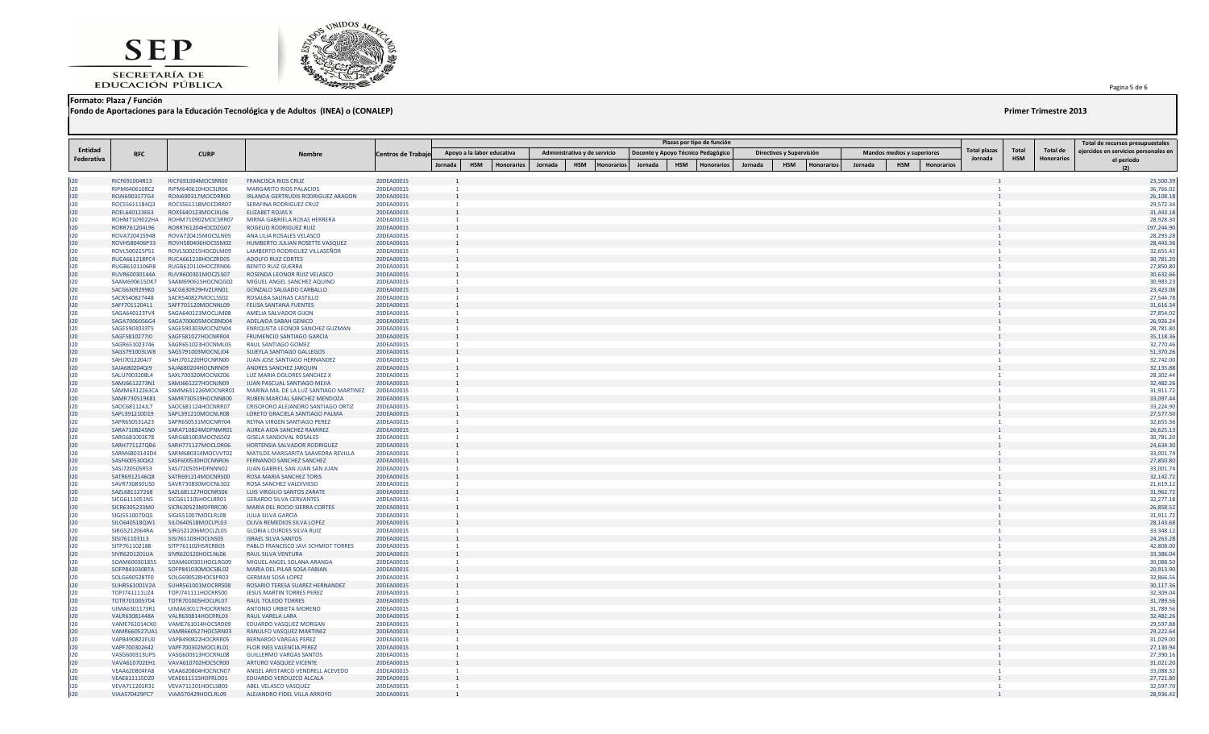SEP

SECRETARÍA DE EDUCACIÓN PÚBLICA

**Formato: Plaza / Función**

**Fondo de Aportaciones para la Educación Tecnológica y de Adultos (INEA) o (CONALEP)**

**Primer Trimestre 2013**

| Entidad Federativa | RFC | CURP | Nombre | Centros de Trabajo | Plazas por tipo de función | | | | | | | | | | | | | | | Total plazas Jornada | Total HSM | Total de Honorarios | Total de recursos presupuestales ejercidos en servicios personales en el periodo (2) |
|---|---|---|---|---|---|---|---|---|---|---|---|---|---|---|---|---|---|---|---|---|---|---|---|
| | | | | | Apoyo a la labor educativa | | | Administrativo y de servicio | | | Docente y Apoyo Técnico Pedagógico | | | Directivos y Supervisión | | | Mandos medios y superiores | | | | | | |
| | | | | | Jornada | HSM | Honorarios | Jornada | HSM | Honorarios | Jornada | HSM | Honorarios | Jornada | HSM | Honorarios | Jornada | HSM | Honorarios | | | | |
| I20 | RICF691004R13 | RICF691004MOCSRR00 | FRANCISCA RIOS CRUZ | 20DEA0001S | 1 | | | | | | | | | | | | | | | 1 | | | 23,500.39 |
| I20 | RIPM6406108C2 | RIPM640610HOCSLR06 | MARGARITO RIOS PALACIOS | 20DEA0001S | 1 | | | | | | | | | | | | | | | 1 | | | 36,766.02 |
| I20 | ROAI6903177G4 | ROAI690317MOCDRR00 | IRLANDA GERTRUDIS RODRIGUEZ ARAGON | 20DEA0001S | 1 | | | | | | | | | | | | | | | 1 | | | 26,108.18 |
| I20 | ROCS5611184Q3 | ROCS561118MOCDRR07 | SERAFINA RODRIGUEZ CRUZ | 20DEA0001S | 1 | | | | | | | | | | | | | | | 1 | | | 29,572.34 |
| I20 | ROEL640123E63 | ROXE640123MOCJXL06 | ELIZABET ROJAS X | 20DEA0001S | 1 | | | | | | | | | | | | | | | 1 | | | 31,443.18 |
| I20 | ROHM7109022HA | ROHM710902MOCSRR07 | MIRNA GABRIELA ROSAS HERRERA | 20DEA0001S | 1 | | | | | | | | | | | | | | | 1 | | | 28,928.30 |
| I20 | RORR761204L96 | RORR761204HOCDZG07 | ROGELIO RODRIGUEZ RUIZ | 20DEA0001S | 1 | | | | | | | | | | | | | | | 1 | | | 197,244.90 |
| I20 | ROVA720415948 | ROVA720415MOCSLN05 | ANA LILIA ROSALES VELASCO | 20DEA0001S | 1 | | | | | | | | | | | | | | | 1 | | | 28,293.28 |
| I20 | ROVH580406P33 | ROVH580406HOCSSM02 | HUMBERTO JULIAN ROSETTE VASQUEZ | 20DEA0001S | 1 | | | | | | | | | | | | | | | 1 | | | 28,443.36 |
| I20 | ROVL500215P51 | ROVL500215HOCDLM09 | LAMBERTO RODRIGUEZ VILLASEÑOR | 20DEA0001S | 1 | | | | | | | | | | | | | | | 1 | | | 32,655.42 |
| I20 | RUCA661218PC4 | RUCA661218HOCZRD05 | ADOLFO RUIZ CORTES | 20DEA0001S | 1 | | | | | | | | | | | | | | | 1 | | | 30,781.20 |
| I20 | RUGB6101106R8 | RUGB610110HOCZRN06 | BENITO RUIZ GUERRA | 20DEA0001S | 1 | | | | | | | | | | | | | | | 1 | | | 27,850.80 |
| I20 | RUVR60030144A | RUVR600301MOCZLS07 | ROSENDA LEONOR RUIZ VELASCO | 20DEA0001S | 1 | | | | | | | | | | | | | | | 1 | | | 30,632.66 |
| I20 | SAAM690615DK7 | SAAM690615HOCNQG02 | MIGUEL ANGEL SANCHEZ AQUINO | 20DEA0001S | 1 | | | | | | | | | | | | | | | 1 | | | 30,983.23 |
| I20 | SACG6309299K0 | SACG630929HVZLRN01 | GONZALO SALGADO CARBALLO | 20DEA0001S | 1 | | | | | | | | | | | | | | | 1 | | | 23,423.08 |
| I20 | SACR540827448 | SACR540827MOCLSS02 | ROSALBA SALINAS CASTILLO | 20DEA0001S | 1 | | | | | | | | | | | | | | | 1 | | | 27,544.78 |
| I20 | SAFF701120411 | SAFF701120MOCNNL09 | FELISA SANTANA FUENTES | 20DEA0001S | 1 | | | | | | | | | | | | | | | 1 | | | 31,616.34 |
| I20 | SAGA640123TV4 | SAGA640123MOCLJM08 | AMELIA SALVADOR GIJON | 20DEA0001S | 1 | | | | | | | | | | | | | | | 1 | | | 27,854.02 |
| I20 | SAGA7006056G4 | SAGA700605MOCBND04 | ADELAIDA SABAH GENICO | 20DEA0001S | 1 | | | | | | | | | | | | | | | 1 | | | 26,926.24 |
| I20 | SAGE5903033T5 | SAGE590303MOCNZN04 | ENRIQUETA LEONOR SANCHEZ GUZMAN | 20DEA0001S | 1 | | | | | | | | | | | | | | | 1 | | | 28,781.80 |
| I20 | SAGF5810277I0 | SAGF581027HOCNRR04 | FRUMENCIO SANTIAGO GARCIA | 20DEA0001S | 1 | | | | | | | | | | | | | | | 1 | | | 35,118.36 |
| I20 | SAGR651023746 | SAGR651023HOCNML05 | RAUL SANTIAGO GOMEZ | 20DEA0001S | 1 | | | | | | | | | | | | | | | 1 | | | 32,770.46 |
| I20 | SAGS791003LW8 | SAGS791003MOCNLJ04 | SUJEYLA SANTIAGO GALLEGOS | 20DEA0001S | 1 | | | | | | | | | | | | | | | 1 | | | 51,370.26 |
| I20 | SAHJ7012204J7 | SAHJ701220HOCNRN00 | JUAN JOSE SANTIAGO HERNANDEZ | 20DEA0001S | 1 | | | | | | | | | | | | | | | 1 | | | 32,742.00 |
| I20 | SAJA680204QJ9 | SAJA680204HOCNRN09 | ANDRES SANCHEZ JARQUIN | 20DEA0001S | 1 | | | | | | | | | | | | | | | 1 | | | 32,135.88 |
| I20 | SALU7003208L4 | SAXL700320MOCNXZ06 | LUZ MARIA DOLORES SANCHEZ X | 20DEA0001S | 1 | | | | | | | | | | | | | | | 1 | | | 28,302.44 |
| I20 | SAMJ6612273N1 | SAMJ661227HOCNJN09 | JUAN PASCUAL SANTIAGO MEJIA | 20DEA0001S | 1 | | | | | | | | | | | | | | | 1 | | | 32,482.26 |
| I20 | SAMM6312263CA | SAMM631226MOCNRR01 | MARINA MA. DE LA LUZ SANTIAGO MARTINEZ | 20DEA0001S | 1 | | | | | | | | | | | | | | | 1 | | | 31,911.72 |
| I20 | SAMR730519K81 | SAMR730519HOCNNB00 | RUBEN MARCIAL SANCHEZ MENDOZA | 20DEA0001S | 1 | | | | | | | | | | | | | | | 1 | | | 33,097.44 |
| I20 | SAOC681124JL7 | SAOC681124HOCNRR07 | CRISOFORO ALEJANDRO SANTIAGO ORTIZ | 20DEA0001S | 1 | | | | | | | | | | | | | | | 1 | | | 33,224.90 |
| I20 | SAPL391210D19 | SAPL391210MOCNLR08 | LORETO GRACIELA SANTIAGO PALMA | 20DEA0001S | 1 | | | | | | | | | | | | | | | 1 | | | 27,577.50 |
| I20 | SAPR650531A23 | SAPR650531MOCNRY04 | REYNA VIRGEN SANTIAGO PEREZ | 20DEA0001S | 1 | | | | | | | | | | | | | | | 1 | | | 32,655.36 |
| I20 | SARA7108245N0 | SARA710824MDFNMR01 | AUREA AIDA SANCHEZ RAMIREZ | 20DEA0001S | 1 | | | | | | | | | | | | | | | 1 | | | 26,625.13 |
| I20 | SARG681003E78 | SARG681003MOCNSS02 | GISELA SANDOVAL ROSALES | 20DEA0001S | 1 | | | | | | | | | | | | | | | 1 | | | 30,781.20 |
| I20 | SARH771127QB6 | SARH771127MOCLDR06 | HORTENSIA SALVADOR RODRIGUEZ | 20DEA0001S | 1 | | | | | | | | | | | | | | | 1 | | | 24,634.30 |
| I20 | SARM6803143D4 | SARM680314MOCVVT02 | MATILDE MARGARITA SAAVEDRA REVILLA | 20DEA0001S | 1 | | | | | | | | | | | | | | | 1 | | | 33,001.74 |
| I20 | SASF600530QK2 | SASF600530HOCNNR06 | FERNANDO SANCHEZ SANCHEZ | 20DEA0001S | 1 | | | | | | | | | | | | | | | 1 | | | 27,850.80 |
| I20 | SASJ720505R53 | SASJ720505HDFNNN02 | JUAN GABRIEL SAN JUAN SAN JUAN | 20DEA0001S | 1 | | | | | | | | | | | | | | | 1 | | | 33,001.74 |
| I20 | SATR6912146Q8 | SATR691214MOCNRS00 | ROSA MARIA SANCHEZ TORIS | 20DEA0001S | 1 | | | | | | | | | | | | | | | 1 | | | 32,142.72 |
| I20 | SAVR730830US0 | SAVR730830MOCNLS02 | ROSA SANCHEZ VALDIVIESO | 20DEA0001S | 1 | | | | | | | | | | | | | | | 1 | | | 21,619.12 |
| I20 | SAZL681127268 | SAZL681127HOCNRS06 | LUIS VIRGILIO SANTOS ZARATE | 20DEA0001S | 1 | | | | | | | | | | | | | | | 1 | | | 31,962.72 |
| I20 | SICG6111051N5 | SICG611105HOCLRR01 | GERARDO SILVA CERVANTES | 20DEA0001S | 1 | | | | | | | | | | | | | | | 1 | | | 32,277.18 |
| I20 | SICR6305233M0 | SICR630523MDFRRC00 | MARIA DEL ROCIO SIERRA CORTES | 20DEA0001S | 1 | | | | | | | | | | | | | | | 1 | | | 26,858.52 |
| I20 | SIGJ551007DQ5 | SIGJ551007MOCLRL08 | JULIA SILVA GARCIA | 20DEA0001S | 1 | | | | | | | | | | | | | | | 1 | | | 31,911.72 |
| I20 | SILO640518QW1 | SILO640518MOCLPL03 | OLIVA REMEDIOS SILVA LOPEZ | 20DEA0001S | 1 | | | | | | | | | | | | | | | 1 | | | 28,143.68 |
| I20 | SIRG5212064RA | SIRG521206MOCLZL05 | GLORIA LOURDES SILVA RUIZ | 20DEA0001S | 1 | | | | | | | | | | | | | | | 1 | | | 33,348.12 |
| I20 | SISI7611031L3 | SISI761103HOCLNS05 | ISRAEL SILVA SANTOS | 20DEA0001S | 1 | | | | | | | | | | | | | | | 1 | | | 24,263.28 |
| I20 | SITP761102188 | SITP761102HSRCRB03 | PABLO FRANCISCO JAVI SCHMIDT TORRES | 20DEA0001S | 1 | | | | | | | | | | | | | | | 1 | | | 42,808.00 |
| I20 | SIVR6201201UA | SIVR620120HOCLNL06 | RAUL SILVA VENTURA | 20DEA0001S | 1 | | | | | | | | | | | | | | | 1 | | | 33,386.04 |
| I20 | SOAM600301855 | SOAM600301HOCLRG09 | MIGUEL ANGEL SOLANA ARANDA | 20DEA0001S | 1 | | | | | | | | | | | | | | | 1 | | | 30,088.50 |
| I20 | SOFP841030BTA | SOFP841030MOCSBL02 | MARIA DEL PILAR SOSA FABIAN | 20DEA0001S | 1 | | | | | | | | | | | | | | | 1 | | | 20,913.90 |
| I20 | SOLG690528TF0 | SOLG690528HOCSPR03 | GERMAN SOSA LOPEZ | 20DEA0001S | 1 | | | | | | | | | | | | | | | 1 | | | 32,866.56 |
| I20 | SUHR561001V2A | SUHR561001MOCRRS08 | ROSARIO TERESA SUAREZ HERNANDEZ | 20DEA0001S | 1 | | | | | | | | | | | | | | | 1 | | | 30,117.36 |
| I20 | TOPJ741111UZ4 | TOPJ741111HOCRRS00 | JESUS MARTIN TORRES PEREZ | 20DEA0001S | 1 | | | | | | | | | | | | | | | 1 | | | 32,309.04 |
| I20 | TOTR7010057D4 | TOTR701005HOCLRL07 | RAUL TOLEDO TORRES | 20DEA0001S | 1 | | | | | | | | | | | | | | | 1 | | | 31,789.56 |
| I20 | UIMA6301173R1 | UIMA630117HOCRRN03 | ANTONIO URBIETA MORENO | 20DEA0001S | 1 | | | | | | | | | | | | | | | 1 | | | 31,789.56 |
| I20 | VALR63081448A | VALR630814HOCRRL03 | RAUL VARELA LARA | 20DEA0001S | 1 | | | | | | | | | | | | | | | 1 | | | 32,482.26 |
| I20 | VAME761014CK0 | VAME761014HOCSRD09 | EDUARDO VASQUEZ MORGAN | 20DEA0001S | 1 | | | | | | | | | | | | | | | 1 | | | 29,597.88 |
| I20 | VAMR660527UA1 | VAMR660527HOCSRN03 | RANULFO VASQUEZ MARTINEZ | 20DEA0001S | 1 | | | | | | | | | | | | | | | 1 | | | 29,222.64 |
| I20 | VAPB490822EU0 | VAPB490822HOCRRR05 | BERNARDO VARGAS PEREZ | 20DEA0001S | 1 | | | | | | | | | | | | | | | 1 | | | 31,029.00 |
| I20 | VAPF700302642 | VAPF700302MOCLRL01 | FLOR INES VALENCIA PEREZ | 20DEA0001S | 1 | | | | | | | | | | | | | | | 1 | | | 27,130.94 |
| I20 | VASG600313UP5 | VASG600313HOCRNL08 | GUILLERMO VARGAS SANTOS | 20DEA0001S | 1 | | | | | | | | | | | | | | | 1 | | | 27,390.16 |
| I20 | VAVA610702EH1 | VAVA610702HOCSCR00 | ARTURO VASQUEZ VICENTE | 20DEA0001S | 1 | | | | | | | | | | | | | | | 1 | | | 31,021.20 |
| I20 | VEAA620804FA8 | VEAA620804HOCNCN07 | ANGEL ARISTARCO VENDRELL ACEVEDO | 20DEA0001S | 1 | | | | | | | | | | | | | | | 1 | | | 33,088.32 |
| I20 | VEAE611115DZ0 | VEAE611115HDFRLD01 | EDUARDO VERDUZCO ALCALA | 20DEA0001S | 1 | | | | | | | | | | | | | | | 1 | | | 27,721.80 |
| I20 | VEVA711201R31 | VEVA711201HOCLSB03 | ABEL VELASCO VASQUEZ | 20DEA0001S | 1 | | | | | | | | | | | | | | | 1 | | | 32,597.70 |
| I20 | VIAA570429PC7 | VIAA570429HOCLRL09 | ALEJANDRO FIDEL VILLA ARROYO | 20DEA0001S | 1 | | | | | | | | | | | | | | | 1 | | | 28,936.42 |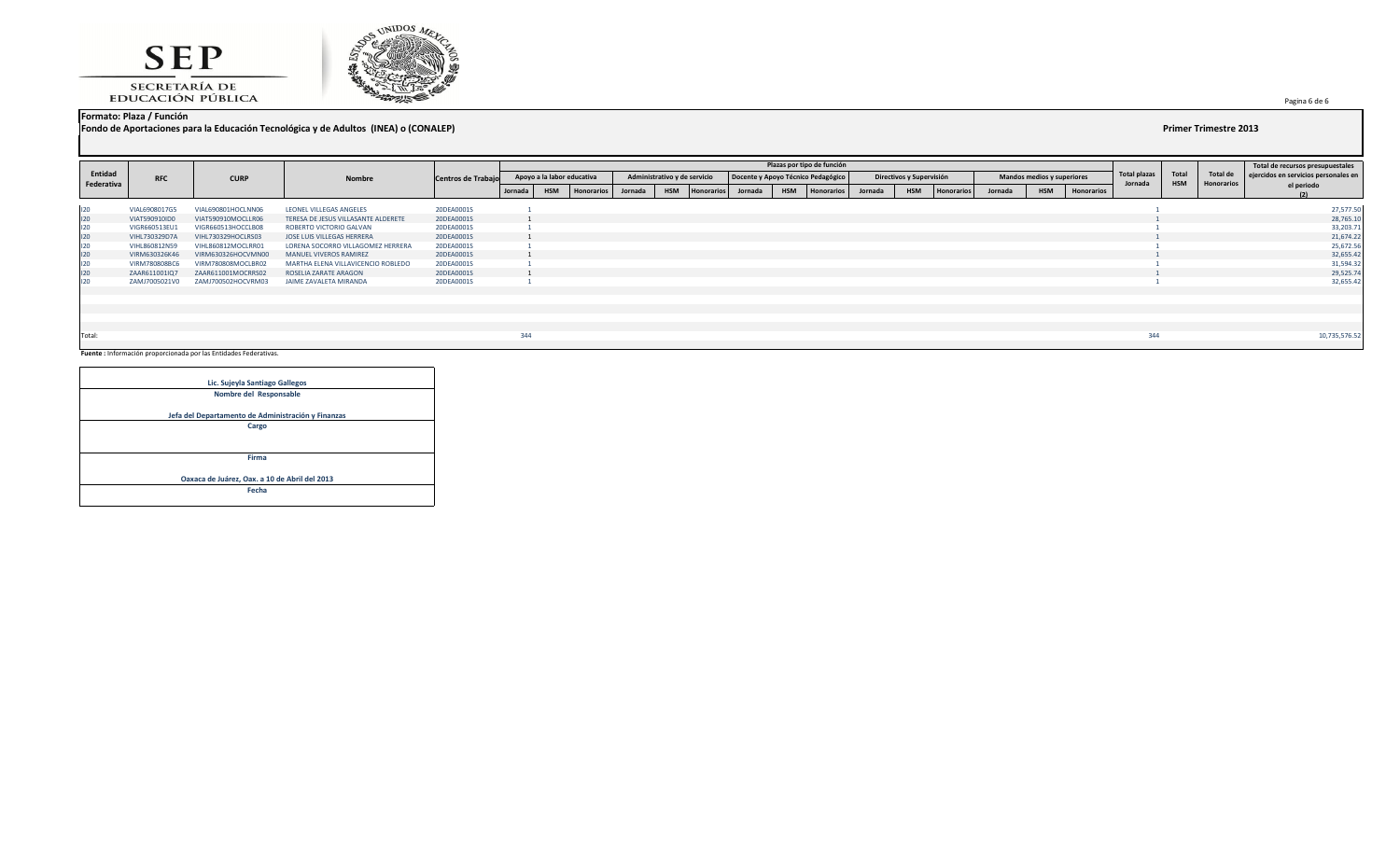SEP
SECRETARÍA DE EDUCACIÓN PÚBLICA

**Formato: Plaza / Función**

**Fondo de Aportaciones para la Educación Tecnológica y de Adultos (INEA) o (CONALEP)**

**Primer Trimestre 2013**

| Entidad Federativa | RFC | CURP | Nombre | Centros de Trabajo | Plazas por tipo de función | | | | | | | | | | | | | | | Total plazas Jornada | Total HSM | Total de Honorarios | Total de recursos presupuestales ejercidos en servicios personales en el periodo (2) |
|---|---|---|---|---|---|---|---|---|---|---|---|---|---|---|---|---|---|---|---|---|---|---|---|
| | | | | | Apoyo a la labor educativa | | | Administrativo y de servicio | | | Docente y Apoyo Técnico Pedagógico | | | Directivos y Supervisión | | | Mandos medios y superiores | | | | | | |
| | | | | | Jornada | HSM | Honorarios | Jornada | HSM | Honorarios | Jornada | HSM | Honorarios | Jornada | HSM | Honorarios | Jornada | HSM | Honorarios | | | | |
| I20 | VIAL6908017G5 | VIAL690801HOCLNN06 | LEONEL VILLEGAS ANGELES | 20DEA0001S | 1 | | | | | | | | | | | | | | | 1 | | | 27,577.50 |
| I20 | VIAT590910ID0 | VIAT590910MOCLLR06 | TERESA DE JESUS VILLASANTE ALDERETE | 20DEA0001S | 1 | | | | | | | | | | | | | | | 1 | | | 28,765.10 |
| I20 | VIGR660513EU1 | VIGR660513HOCCLB08 | ROBERTO VICTORIO GALVAN | 20DEA0001S | 1 | | | | | | | | | | | | | | | 1 | | | 33,203.71 |
| I20 | VIHL730329D7A | VIHL730329HOCLRS03 | JOSE LUIS VILLEGAS HERRERA | 20DEA0001S | 1 | | | | | | | | | | | | | | | 1 | | | 21,674.22 |
| I20 | VIHL860812NS9 | VIHL860812MOCLRR01 | LORENA SOCORRO VILLAGOMEZ HERRERA | 20DEA0001S | 1 | | | | | | | | | | | | | | | 1 | | | 25,672.56 |
| I20 | VIRM630326K46 | VIRM630326HOCVMN00 | MANUEL VIVEROS RAMIREZ | 20DEA0001S | 1 | | | | | | | | | | | | | | | 1 | | | 32,655.42 |
| I20 | VIRM780808BC6 | VIRM780808MOCLBR02 | MARTHA ELENA VILLAVICENCIO ROBLEDO | 20DEA0001S | 1 | | | | | | | | | | | | | | | 1 | | | 31,594.32 |
| I20 | ZAAR611001IQ7 | ZAAR611001MOCRRS02 | ROSELIA ZARATE ARAGON | 20DEA0001S | 1 | | | | | | | | | | | | | | | 1 | | | 29,525.74 |
| I20 | ZAMJ700502IV0 | ZAMJ700502HOCVRM03 | JAIME ZAVALETA MIRANDA | 20DEA0001S | 1 | | | | | | | | | | | | | | | 1 | | | 32,655.42 |
| Total: | | | | | 344 | | | | | | | | | | | | | | | 344 | | | 10,735,576.52 |

**Fuente :** Información proporcionada por las Entidades Federativas.

| |
|---|
| **Lic. Sujeyla Santiago Gallegos** |
| **Nombre del Responsable** |
| **Jefa del Departamento de Administración y Finanzas** |
| **Cargo** |
| **Firma** |
| **Oaxaca de Juárez, Oax. a 10 de Abril del 2013** |
| **Fecha** |